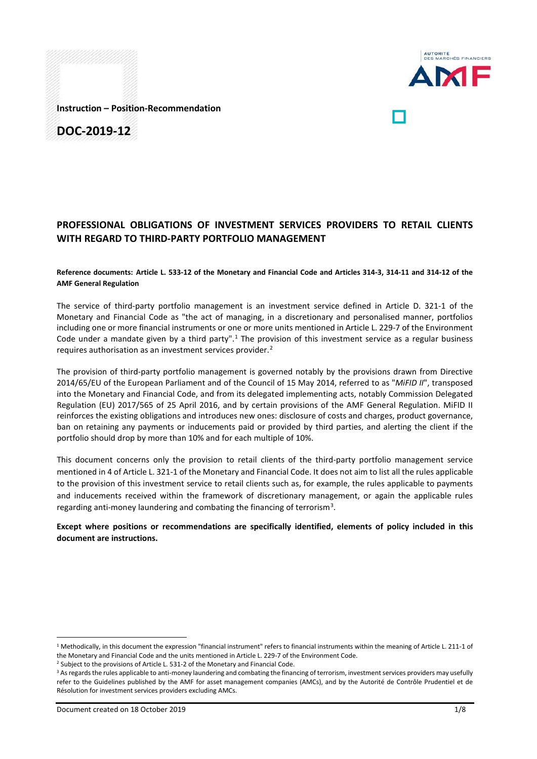Instruction – Position-Recommendation

DOC-2019-12

# PROFESSIONAL OBLIGATIONS OF INVESTMENT SERVICES PROVIDERS TO RETAIL CLIENTS WITH REGARD TO THIRD-PARTY PORTFOLIO MANAGEMENT

**Reference documents: Article L. 533-12 of the Monetary and Financial Code and Articles 314-3, 314-11 and 314-12 of the AMF General Regulation**

The service of third-party portfolio management is an investment service defined in Article D. 321-1 of the Monetary and Financial Code as "the act of managing, in a discretionary and personalised manner, portfolios including one or more financial instruments or one or more units mentioned in Article L. 229-7 of the Environment Code under a mandate given by a third party".[1] The provision of this investment service as a regular business requires authorisation as an investment services provider.[2]

The provision of third-party portfolio management is governed notably by the provisions drawn from Directive 2014/65/EU of the European Parliament and of the Council of 15 May 2014, referred to as "*MiFID II*", transposed into the Monetary and Financial Code, and from its delegated implementing acts, notably Commission Delegated Regulation (EU) 2017/565 of 25 April 2016, and by certain provisions of the AMF General Regulation. MiFID II reinforces the existing obligations and introduces new ones: disclosure of costs and charges, product governance, ban on retaining any payments or inducements paid or provided by third parties, and alerting the client if the portfolio should drop by more than 10% and for each multiple of 10%.

This document concerns only the provision to retail clients of the third-party portfolio management service mentioned in 4 of Article L. 321-1 of the Monetary and Financial Code. It does not aim to list all the rules applicable to the provision of this investment service to retail clients such as, for example, the rules applicable to payments and inducements received within the framework of discretionary management, or again the applicable rules regarding anti-money laundering and combating the financing of terrorism[3].

**Except where positions or recommendations are specifically identified, elements of policy included in this document are instructions.**

---

[1] Methodically, in this document the expression "financial instrument" refers to financial instruments within the meaning of Article L. 211-1 of the Monetary and Financial Code and the units mentioned in Article L. 229-7 of the Environment Code.

[2] Subject to the provisions of Article L. 531-2 of the Monetary and Financial Code.

[3] As regards the rules applicable to anti-money laundering and combating the financing of terrorism, investment services providers may usefully refer to the Guidelines published by the AMF for asset management companies (AMCs), and by the Autorité de Contrôle Prudentiel et de Résolution for investment services providers excluding AMCs.

Document created on 18 October 2019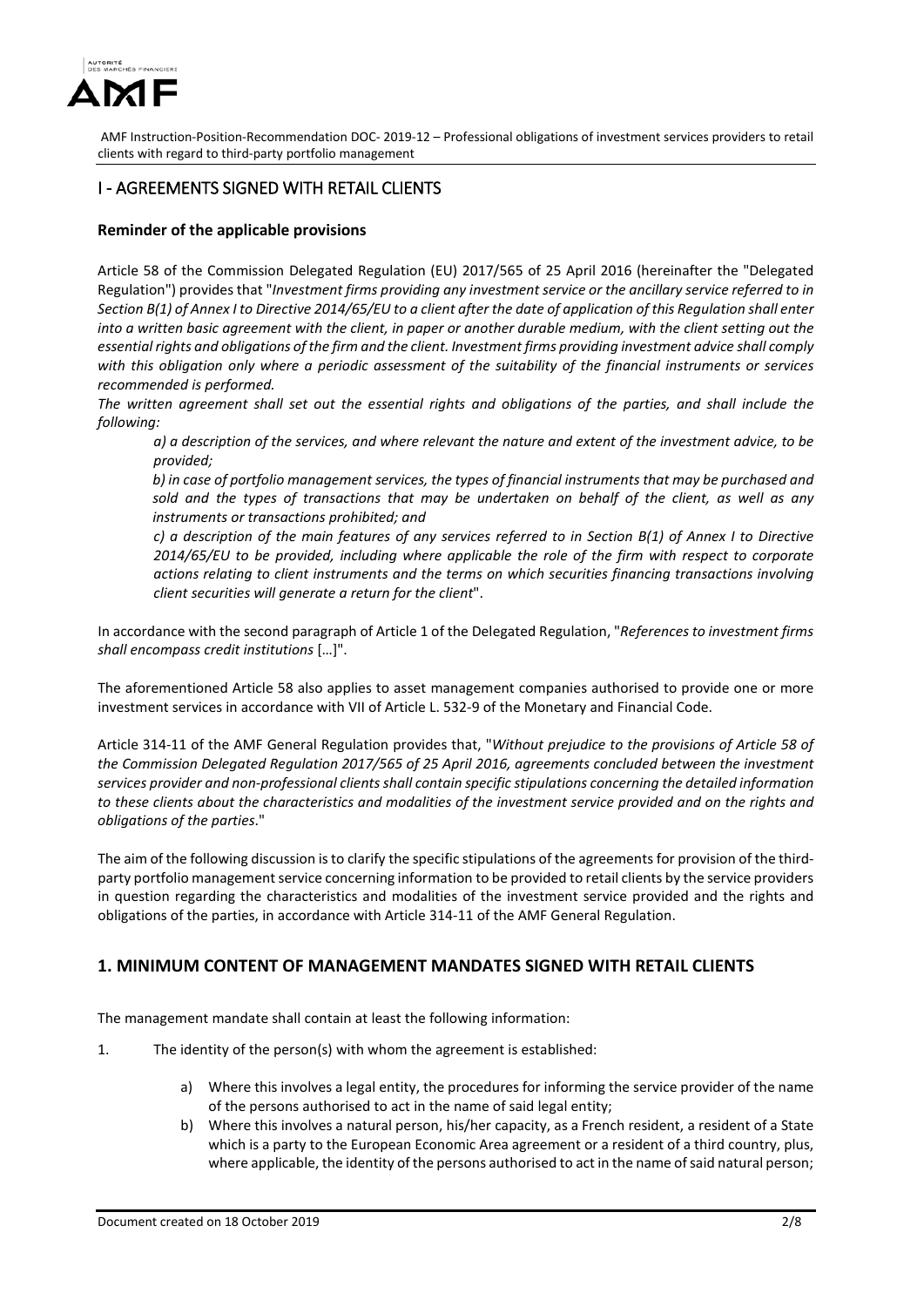## I - AGREEMENTS SIGNED WITH RETAIL CLIENTS

**Reminder of the applicable provisions**

Article 58 of the Commission Delegated Regulation (EU) 2017/565 of 25 April 2016 (hereinafter the "Delegated Regulation") provides that "*Investment firms providing any investment service or the ancillary service referred to in Section B(1) of Annex I to Directive 2014/65/EU to a client after the date of application of this Regulation shall enter into a written basic agreement with the client, in paper or another durable medium, with the client setting out the essential rights and obligations of the firm and the client. Investment firms providing investment advice shall comply with this obligation only where a periodic assessment of the suitability of the financial instruments or services recommended is performed.*

*The written agreement shall set out the essential rights and obligations of the parties, and shall include the following:*

> *a) a description of the services, and where relevant the nature and extent of the investment advice, to be provided;*
>
> *b) in case of portfolio management services, the types of financial instruments that may be purchased and sold and the types of transactions that may be undertaken on behalf of the client, as well as any instruments or transactions prohibited; and*
>
> *c) a description of the main features of any services referred to in Section B(1) of Annex I to Directive 2014/65/EU to be provided, including where applicable the role of the firm with respect to corporate actions relating to client instruments and the terms on which securities financing transactions involving client securities will generate a return for the client*".

In accordance with the second paragraph of Article 1 of the Delegated Regulation, "*References to investment firms shall encompass credit institutions* […]".

The aforementioned Article 58 also applies to asset management companies authorised to provide one or more investment services in accordance with VII of Article L. 532-9 of the Monetary and Financial Code.

Article 314-11 of the AMF General Regulation provides that, "*Without prejudice to the provisions of Article 58 of the Commission Delegated Regulation 2017/565 of 25 April 2016, agreements concluded between the investment services provider and non-professional clients shall contain specific stipulations concerning the detailed information to these clients about the characteristics and modalities of the investment service provided and on the rights and obligations of the parties*."

The aim of the following discussion is to clarify the specific stipulations of the agreements for provision of the third-party portfolio management service concerning information to be provided to retail clients by the service providers in question regarding the characteristics and modalities of the investment service provided and the rights and obligations of the parties, in accordance with Article 314-11 of the AMF General Regulation.

## 1. MINIMUM CONTENT OF MANAGEMENT MANDATES SIGNED WITH RETAIL CLIENTS

The management mandate shall contain at least the following information:

1. The identity of the person(s) with whom the agreement is established:

    a) Where this involves a legal entity, the procedures for informing the service provider of the name of the persons authorised to act in the name of said legal entity;

    b) Where this involves a natural person, his/her capacity, as a French resident, a resident of a State which is a party to the European Economic Area agreement or a resident of a third country, plus, where applicable, the identity of the persons authorised to act in the name of said natural person;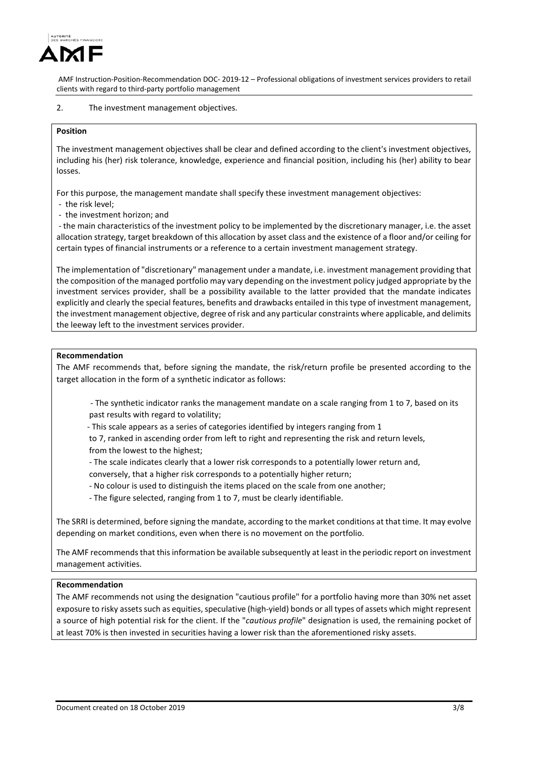2. The investment management objectives.

**Position**

The investment management objectives shall be clear and defined according to the client's investment objectives, including his (her) risk tolerance, knowledge, experience and financial position, including his (her) ability to bear losses.

For this purpose, the management mandate shall specify these investment management objectives:

- the risk level;
- the investment horizon; and
- the main characteristics of the investment policy to be implemented by the discretionary manager, i.e. the asset allocation strategy, target breakdown of this allocation by asset class and the existence of a floor and/or ceiling for certain types of financial instruments or a reference to a certain investment management strategy.

The implementation of "discretionary" management under a mandate, i.e. investment management providing that the composition of the managed portfolio may vary depending on the investment policy judged appropriate by the investment services provider, shall be a possibility available to the latter provided that the mandate indicates explicitly and clearly the special features, benefits and drawbacks entailed in this type of investment management, the investment management objective, degree of risk and any particular constraints where applicable, and delimits the leeway left to the investment services provider.

**Recommendation**

The AMF recommends that, before signing the mandate, the risk/return profile be presented according to the target allocation in the form of a synthetic indicator as follows:

- The synthetic indicator ranks the management mandate on a scale ranging from 1 to 7, based on its past results with regard to volatility;
- This scale appears as a series of categories identified by integers ranging from 1 to 7, ranked in ascending order from left to right and representing the risk and return levels, from the lowest to the highest;
- The scale indicates clearly that a lower risk corresponds to a potentially lower return and, conversely, that a higher risk corresponds to a potentially higher return;
- No colour is used to distinguish the items placed on the scale from one another;
- The figure selected, ranging from 1 to 7, must be clearly identifiable.

The SRRI is determined, before signing the mandate, according to the market conditions at that time. It may evolve depending on market conditions, even when there is no movement on the portfolio.

The AMF recommends that this information be available subsequently at least in the periodic report on investment management activities.

**Recommendation**

The AMF recommends not using the designation "cautious profile" for a portfolio having more than 30% net asset exposure to risky assets such as equities, speculative (high-yield) bonds or all types of assets which might represent a source of high potential risk for the client. If the "*cautious profile*" designation is used, the remaining pocket of at least 70% is then invested in securities having a lower risk than the aforementioned risky assets.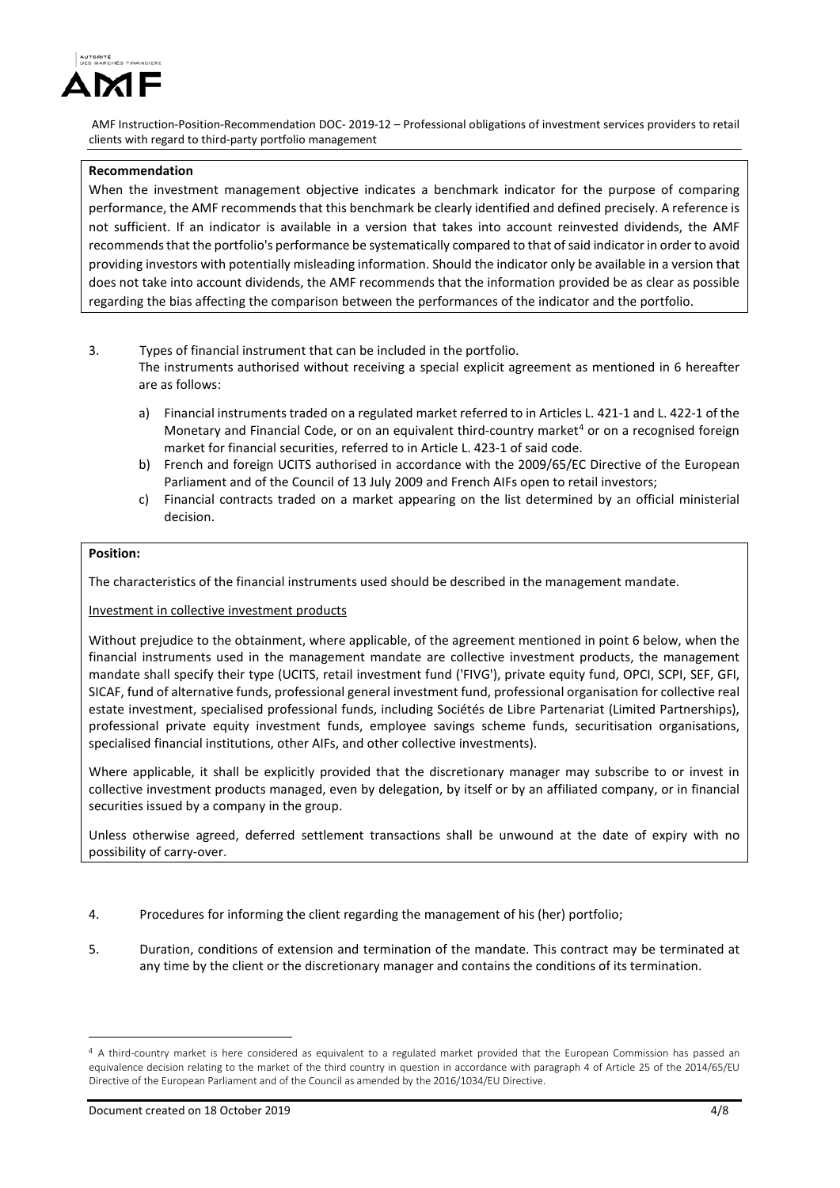**Recommendation**

When the investment management objective indicates a benchmark indicator for the purpose of comparing performance, the AMF recommends that this benchmark be clearly identified and defined precisely. A reference is not sufficient. If an indicator is available in a version that takes into account reinvested dividends, the AMF recommends that the portfolio's performance be systematically compared to that of said indicator in order to avoid providing investors with potentially misleading information. Should the indicator only be available in a version that does not take into account dividends, the AMF recommends that the information provided be as clear as possible regarding the bias affecting the comparison between the performances of the indicator and the portfolio.

3. Types of financial instrument that can be included in the portfolio.
   The instruments authorised without receiving a special explicit agreement as mentioned in 6 hereafter are as follows:

   a) Financial instruments traded on a regulated market referred to in Articles L. 421-1 and L. 422-1 of the Monetary and Financial Code, or on an equivalent third-country market[4] or on a recognised foreign market for financial securities, referred to in Article L. 423-1 of said code.
   b) French and foreign UCITS authorised in accordance with the 2009/65/EC Directive of the European Parliament and of the Council of 13 July 2009 and French AIFs open to retail investors;
   c) Financial contracts traded on a market appearing on the list determined by an official ministerial decision.

**Position:**

The characteristics of the financial instruments used should be described in the management mandate.

Investment in collective investment products

Without prejudice to the obtainment, where applicable, of the agreement mentioned in point 6 below, when the financial instruments used in the management mandate are collective investment products, the management mandate shall specify their type (UCITS, retail investment fund ('FIVG'), private equity fund, OPCI, SCPI, SEF, GFI, SICAF, fund of alternative funds, professional general investment fund, professional organisation for collective real estate investment, specialised professional funds, including Sociétés de Libre Partenariat (Limited Partnerships), professional private equity investment funds, employee savings scheme funds, securitisation organisations, specialised financial institutions, other AIFs, and other collective investments).

Where applicable, it shall be explicitly provided that the discretionary manager may subscribe to or invest in collective investment products managed, even by delegation, by itself or by an affiliated company, or in financial securities issued by a company in the group.

Unless otherwise agreed, deferred settlement transactions shall be unwound at the date of expiry with no possibility of carry-over.

4. Procedures for informing the client regarding the management of his (her) portfolio;

5. Duration, conditions of extension and termination of the mandate. This contract may be terminated at any time by the client or the discretionary manager and contains the conditions of its termination.

[4] A third-country market is here considered as equivalent to a regulated market provided that the European Commission has passed an equivalence decision relating to the market of the third country in question in accordance with paragraph 4 of Article 25 of the 2014/65/EU Directive of the European Parliament and of the Council as amended by the 2016/1034/EU Directive.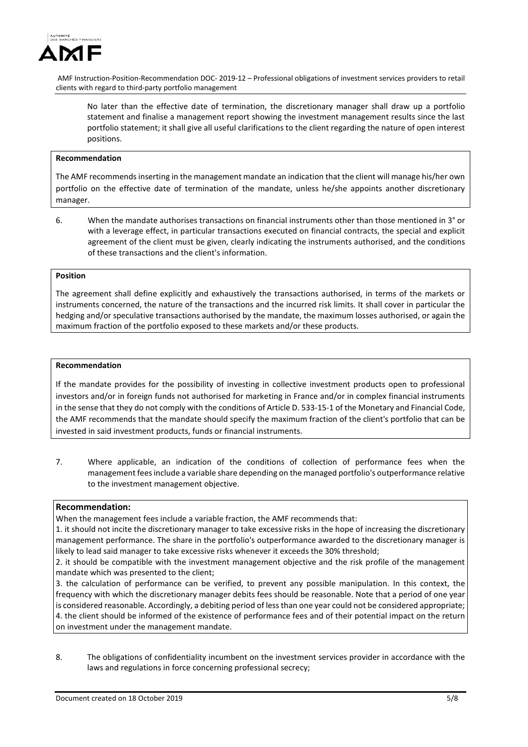No later than the effective date of termination, the discretionary manager shall draw up a portfolio statement and finalise a management report showing the investment management results since the last portfolio statement; it shall give all useful clarifications to the client regarding the nature of open interest positions.

**Recommendation**

The AMF recommends inserting in the management mandate an indication that the client will manage his/her own portfolio on the effective date of termination of the mandate, unless he/she appoints another discretionary manager.

6. When the mandate authorises transactions on financial instruments other than those mentioned in 3° or with a leverage effect, in particular transactions executed on financial contracts, the special and explicit agreement of the client must be given, clearly indicating the instruments authorised, and the conditions of these transactions and the client's information.

**Position**

The agreement shall define explicitly and exhaustively the transactions authorised, in terms of the markets or instruments concerned, the nature of the transactions and the incurred risk limits. It shall cover in particular the hedging and/or speculative transactions authorised by the mandate, the maximum losses authorised, or again the maximum fraction of the portfolio exposed to these markets and/or these products.

**Recommendation**

If the mandate provides for the possibility of investing in collective investment products open to professional investors and/or in foreign funds not authorised for marketing in France and/or in complex financial instruments in the sense that they do not comply with the conditions of Article D. 533-15-1 of the Monetary and Financial Code, the AMF recommends that the mandate should specify the maximum fraction of the client's portfolio that can be invested in said investment products, funds or financial instruments.

7. Where applicable, an indication of the conditions of collection of performance fees when the management fees include a variable share depending on the managed portfolio's outperformance relative to the investment management objective.

**Recommendation:**

When the management fees include a variable fraction, the AMF recommends that:

1. it should not incite the discretionary manager to take excessive risks in the hope of increasing the discretionary management performance. The share in the portfolio's outperformance awarded to the discretionary manager is likely to lead said manager to take excessive risks whenever it exceeds the 30% threshold;
2. it should be compatible with the investment management objective and the risk profile of the management mandate which was presented to the client;
3. the calculation of performance can be verified, to prevent any possible manipulation. In this context, the frequency with which the discretionary manager debits fees should be reasonable. Note that a period of one year is considered reasonable. Accordingly, a debiting period of less than one year could not be considered appropriate;
4. the client should be informed of the existence of performance fees and of their potential impact on the return on investment under the management mandate.

8. The obligations of confidentiality incumbent on the investment services provider in accordance with the laws and regulations in force concerning professional secrecy;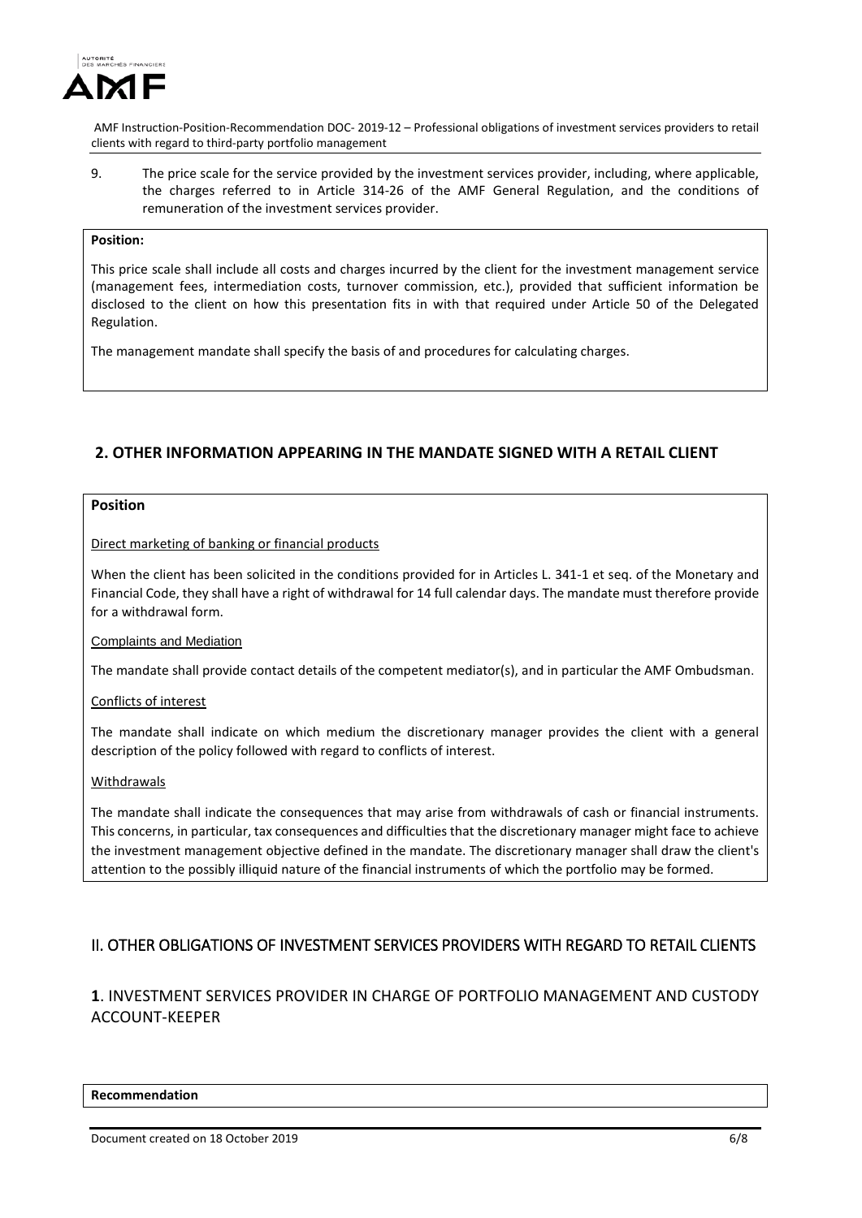9. The price scale for the service provided by the investment services provider, including, where applicable, the charges referred to in Article 314-26 of the AMF General Regulation, and the conditions of remuneration of the investment services provider.

**Position:**

This price scale shall include all costs and charges incurred by the client for the investment management service (management fees, intermediation costs, turnover commission, etc.), provided that sufficient information be disclosed to the client on how this presentation fits in with that required under Article 50 of the Delegated Regulation.

The management mandate shall specify the basis of and procedures for calculating charges.

## 2. OTHER INFORMATION APPEARING IN THE MANDATE SIGNED WITH A RETAIL CLIENT

**Position**

Direct marketing of banking or financial products

When the client has been solicited in the conditions provided for in Articles L. 341-1 et seq. of the Monetary and Financial Code, they shall have a right of withdrawal for 14 full calendar days. The mandate must therefore provide for a withdrawal form.

Complaints and Mediation

The mandate shall provide contact details of the competent mediator(s), and in particular the AMF Ombudsman.

Conflicts of interest

The mandate shall indicate on which medium the discretionary manager provides the client with a general description of the policy followed with regard to conflicts of interest.

Withdrawals

The mandate shall indicate the consequences that may arise from withdrawals of cash or financial instruments. This concerns, in particular, tax consequences and difficulties that the discretionary manager might face to achieve the investment management objective defined in the mandate. The discretionary manager shall draw the client's attention to the possibly illiquid nature of the financial instruments of which the portfolio may be formed.

# II. OTHER OBLIGATIONS OF INVESTMENT SERVICES PROVIDERS WITH REGARD TO RETAIL CLIENTS

## 1. INVESTMENT SERVICES PROVIDER IN CHARGE OF PORTFOLIO MANAGEMENT AND CUSTODY ACCOUNT-KEEPER

**Recommendation**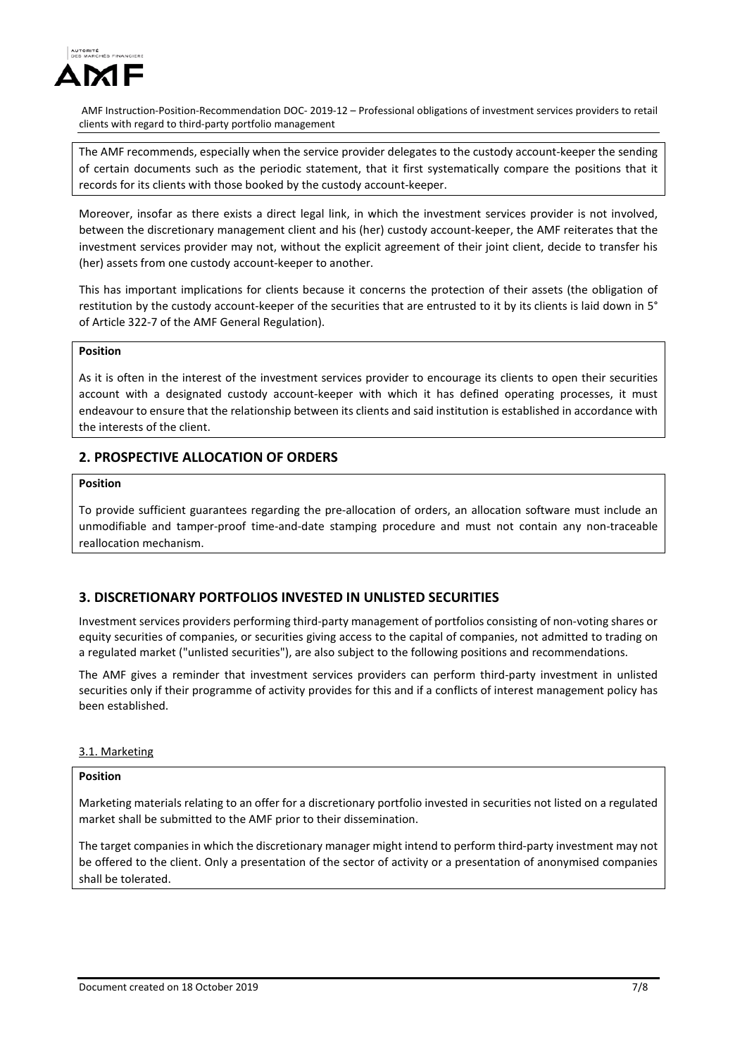The AMF recommends, especially when the service provider delegates to the custody account-keeper the sending of certain documents such as the periodic statement, that it first systematically compare the positions that it records for its clients with those booked by the custody account-keeper.

Moreover, insofar as there exists a direct legal link, in which the investment services provider is not involved, between the discretionary management client and his (her) custody account-keeper, the AMF reiterates that the investment services provider may not, without the explicit agreement of their joint client, decide to transfer his (her) assets from one custody account-keeper to another.

This has important implications for clients because it concerns the protection of their assets (the obligation of restitution by the custody account-keeper of the securities that are entrusted to it by its clients is laid down in 5° of Article 322-7 of the AMF General Regulation).

**Position**

As it is often in the interest of the investment services provider to encourage its clients to open their securities account with a designated custody account-keeper with which it has defined operating processes, it must endeavour to ensure that the relationship between its clients and said institution is established in accordance with the interests of the client.

## 2. PROSPECTIVE ALLOCATION OF ORDERS

**Position**

To provide sufficient guarantees regarding the pre-allocation of orders, an allocation software must include an unmodifiable and tamper-proof time-and-date stamping procedure and must not contain any non-traceable reallocation mechanism.

## 3. DISCRETIONARY PORTFOLIOS INVESTED IN UNLISTED SECURITIES

Investment services providers performing third-party management of portfolios consisting of non-voting shares or equity securities of companies, or securities giving access to the capital of companies, not admitted to trading on a regulated market ("unlisted securities"), are also subject to the following positions and recommendations.

The AMF gives a reminder that investment services providers can perform third-party investment in unlisted securities only if their programme of activity provides for this and if a conflicts of interest management policy has been established.

### 3.1. Marketing

**Position**

Marketing materials relating to an offer for a discretionary portfolio invested in securities not listed on a regulated market shall be submitted to the AMF prior to their dissemination.

The target companies in which the discretionary manager might intend to perform third-party investment may not be offered to the client. Only a presentation of the sector of activity or a presentation of anonymised companies shall be tolerated.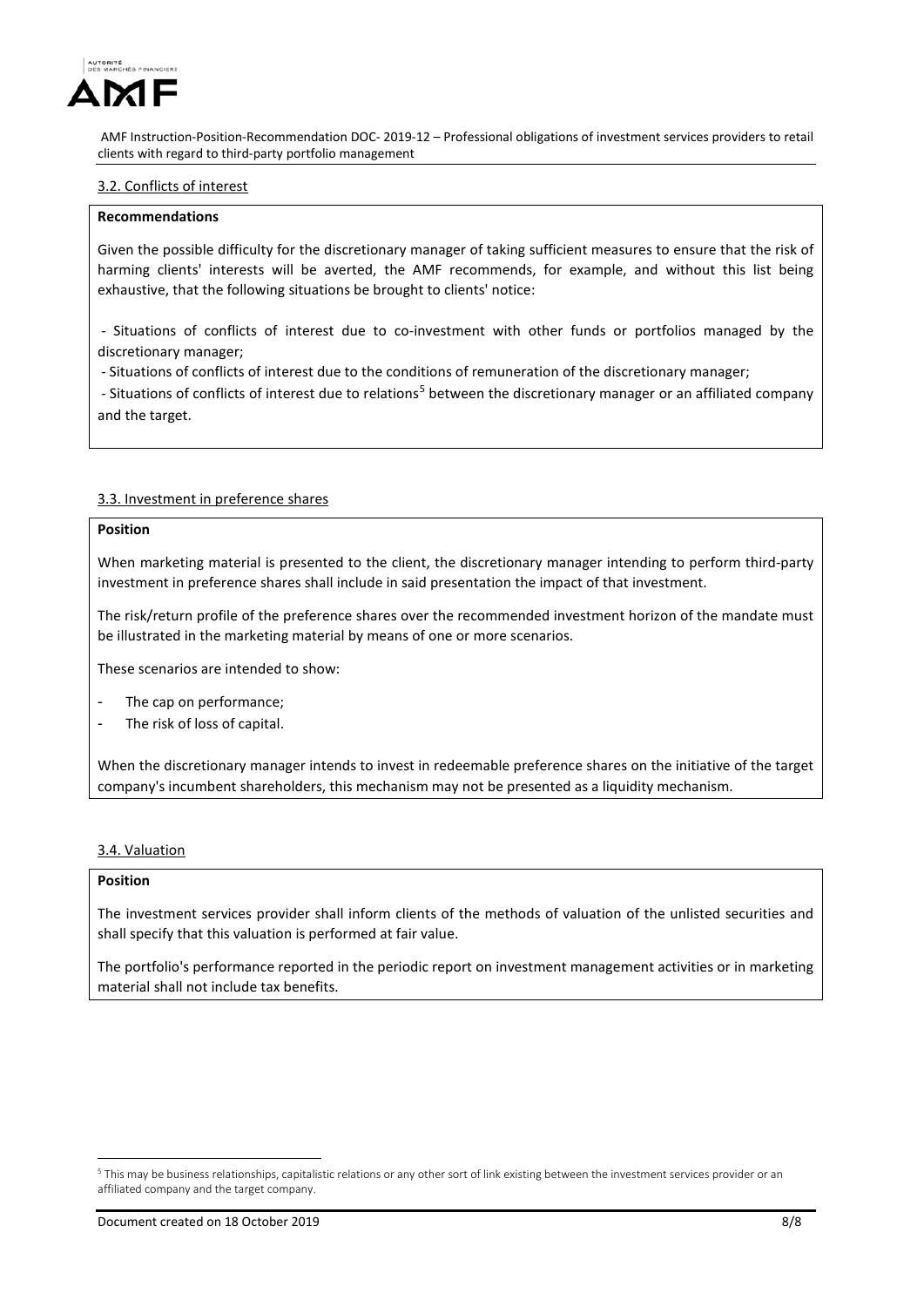### 3.2. Conflicts of interest

**Recommendations**

Given the possible difficulty for the discretionary manager of taking sufficient measures to ensure that the risk of harming clients' interests will be averted, the AMF recommends, for example, and without this list being exhaustive, that the following situations be brought to clients' notice:

- Situations of conflicts of interest due to co-investment with other funds or portfolios managed by the discretionary manager;
- Situations of conflicts of interest due to the conditions of remuneration of the discretionary manager;
- Situations of conflicts of interest due to relations[5] between the discretionary manager or an affiliated company and the target.

### 3.3. Investment in preference shares

**Position**

When marketing material is presented to the client, the discretionary manager intending to perform third-party investment in preference shares shall include in said presentation the impact of that investment.

The risk/return profile of the preference shares over the recommended investment horizon of the mandate must be illustrated in the marketing material by means of one or more scenarios.

These scenarios are intended to show:

- The cap on performance;
- The risk of loss of capital.

When the discretionary manager intends to invest in redeemable preference shares on the initiative of the target company's incumbent shareholders, this mechanism may not be presented as a liquidity mechanism.

### 3.4. Valuation

**Position**

The investment services provider shall inform clients of the methods of valuation of the unlisted securities and shall specify that this valuation is performed at fair value.

The portfolio's performance reported in the periodic report on investment management activities or in marketing material shall not include tax benefits.

---

[5] This may be business relationships, capitalistic relations or any other sort of link existing between the investment services provider or an affiliated company and the target company.